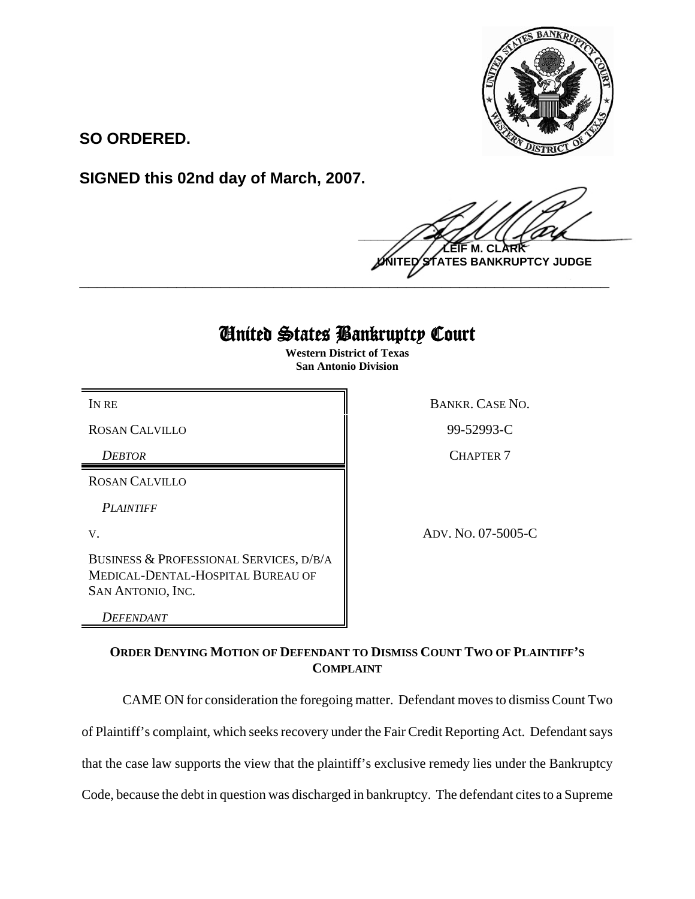**SO ORDERED.**

**SIGNED this 02nd day of March, 2007.**

**LEIF M. CLARK**
**UNITED STATES BANKRUPTCY JUDGE**

# United States Bankruptcy Court

**Western District of Texas**
**San Antonio Division**

| | |
|---|---|
| IN RE | BANKR. CASE NO. |
| ROSAN CALVILLO | 99-52993-C |
| *DEBTOR* | CHAPTER 7 |
| ROSAN CALVILLO | |
| *PLAINTIFF* | |
| V. | ADV. NO. 07-5005-C |
| BUSINESS & PROFESSIONAL SERVICES, D/B/A MEDICAL-DENTAL-HOSPITAL BUREAU OF SAN ANTONIO, INC. | |
| *DEFENDANT* | |

**ORDER DENYING MOTION OF DEFENDANT TO DISMISS COUNT TWO OF PLAINTIFF'S COMPLAINT**

CAME ON for consideration the foregoing matter. Defendant moves to dismiss Count Two of Plaintiff's complaint, which seeks recovery under the Fair Credit Reporting Act. Defendant says that the case law supports the view that the plaintiff's exclusive remedy lies under the Bankruptcy Code, because the debt in question was discharged in bankruptcy. The defendant cites to a Supreme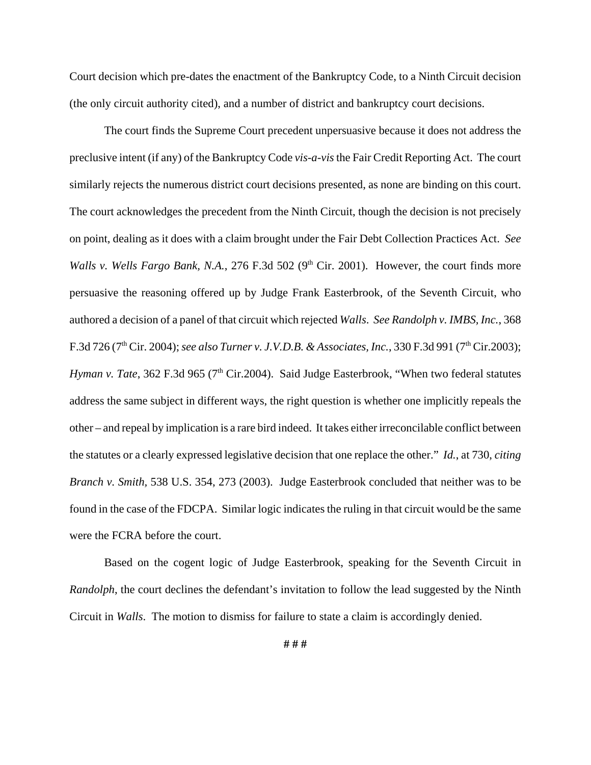Court decision which pre-dates the enactment of the Bankruptcy Code, to a Ninth Circuit decision (the only circuit authority cited), and a number of district and bankruptcy court decisions.

The court finds the Supreme Court precedent unpersuasive because it does not address the preclusive intent (if any) of the Bankruptcy Code *vis-a-vis* the Fair Credit Reporting Act. The court similarly rejects the numerous district court decisions presented, as none are binding on this court. The court acknowledges the precedent from the Ninth Circuit, though the decision is not precisely on point, dealing as it does with a claim brought under the Fair Debt Collection Practices Act. *See Walls v. Wells Fargo Bank, N.A.*, 276 F.3d 502 (9th Cir. 2001). However, the court finds more persuasive the reasoning offered up by Judge Frank Easterbrook, of the Seventh Circuit, who authored a decision of a panel of that circuit which rejected *Walls*. *See Randolph v. IMBS, Inc.*, 368 F.3d 726 (7th Cir. 2004); *see also Turner v. J.V.D.B. & Associates, Inc.*, 330 F.3d 991 (7th Cir.2003); *Hyman v. Tate*, 362 F.3d 965 (7th Cir.2004). Said Judge Easterbrook, "When two federal statutes address the same subject in different ways, the right question is whether one implicitly repeals the other – and repeal by implication is a rare bird indeed. It takes either irreconcilable conflict between the statutes or a clearly expressed legislative decision that one replace the other." *Id.*, at 730, *citing Branch v. Smith,* 538 U.S. 354, 273 (2003). Judge Easterbrook concluded that neither was to be found in the case of the FDCPA. Similar logic indicates the ruling in that circuit would be the same were the FCRA before the court.

Based on the cogent logic of Judge Easterbrook, speaking for the Seventh Circuit in *Randolph*, the court declines the defendant's invitation to follow the lead suggested by the Ninth Circuit in *Walls*. The motion to dismiss for failure to state a claim is accordingly denied.

# # #